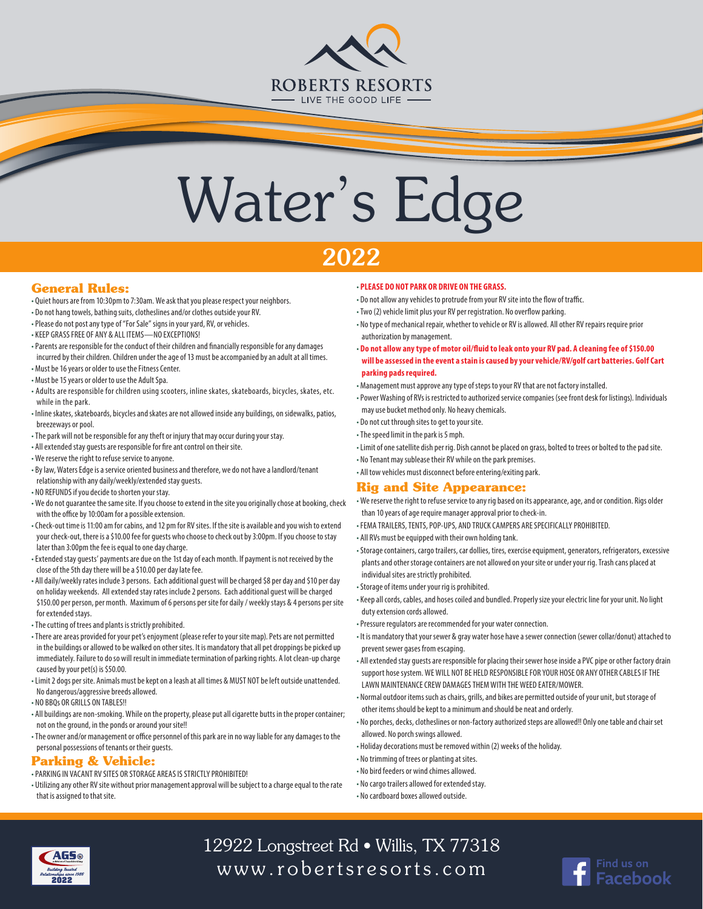ROBERTS RESORTS

LIVE THE GOOD LIFE

# Water's Edge

## 2022

### General Rules:

- Quiet hours are from 10:30pm to 7:30am. We ask that you please respect your neighbors.
- Do not hang towels, bathing suits, clotheslines and/or clothes outside your RV.
- Please do not post any type of "For Sale" signs in your yard, RV, or vehicles.
- KEEP GRASS FREE OF ANY & ALL ITEMS—NO EXCEPTIONS!
- Parents are responsible for the conduct of their children and financially responsible for any damages incurred by their children. Children under the age of 13 must be accompanied by an adult at all times.
- Must be 16 years or older to use the Fitness Center.
- Must be 15 years or older to use the Adult Spa.
- Adults are responsible for children using scooters, inline skates, skateboards, bicycles, skates, etc. while in the park.
- Inline skates, skateboards, bicycles and skates are not allowed inside any buildings, on sidewalks, patios, breezeways or pool.
- The park will not be responsible for any theft or injury that may occur during your stay.
- All extended stay guests are responsible for fire ant control on their site.
- We reserve the right to refuse service to anyone.
- By law, Waters Edge is a service oriented business and therefore, we do not have a landlord/tenant relationship with any daily/weekly/extended stay guests.
- NO REFUNDS if you decide to shorten your stay.
- We do not guarantee the same site. If you choose to extend in the site you originally chose at booking, check with the office by 10:00am for a possible extension.
- Check-out time is 11:00 am for cabins, and 12 pm for RV sites. If the site is available and you wish to extend your check-out, there is a $10.00 fee for guests who choose to check out by 3:00pm. If you choose to stay later than 3:00pm the fee is equal to one day charge.
- Extended stay guests' payments are due on the 1st day of each month. If payment is not received by the close of the 5th day there will be a $10.00 per day late fee.
- All daily/weekly rates include 3 persons. Each additional guest will be charged $8 per day and $10 per day on holiday weekends. All extended stay rates include 2 persons. Each additional guest will be charged $150.00 per person, per month. Maximum of 6 persons per site for daily / weekly stays & 4 persons per site for extended stays.
- The cutting of trees and plants is strictly prohibited.
- There are areas provided for your pet's enjoyment (please refer to your site map). Pets are not permitted in the buildings or allowed to be walked on other sites. It is mandatory that all pet droppings be picked up immediately. Failure to do so will result in immediate termination of parking rights. A lot clean-up charge caused by your pet(s) is $50.00.
- Limit 2 dogs per site. Animals must be kept on a leash at all times & MUST NOT be left outside unattended. No dangerous/aggressive breeds allowed.
- NO BBQs OR GRILLS ON TABLES!!
- All buildings are non-smoking. While on the property, please put all cigarette butts in the proper container; not on the ground, in the ponds or around your site!!
- The owner and/or management or office personnel of this park are in no way liable for any damages to the personal possessions of tenants or their guests.

### Parking & Vehicle:

- PARKING IN VACANT RV SITES OR STORAGE AREAS IS STRICTLY PROHIBITED!
- Utilizing any other RV site without prior management approval will be subject to a charge equal to the rate that is assigned to that site.
- **PLEASE DO NOT PARK OR DRIVE ON THE GRASS.**
- Do not allow any vehicles to protrude from your RV site into the flow of traffic.
- Two (2) vehicle limit plus your RV per registration. No overflow parking.
- No type of mechanical repair, whether to vehicle or RV is allowed. All other RV repairs require prior authorization by management.
- **Do not allow any type of motor oil/fluid to leak onto your RV pad. A cleaning fee of $150.00 will be assessed in the event a stain is caused by your vehicle/RV/golf cart batteries. Golf Cart parking pads required.**
- Management must approve any type of steps to your RV that are not factory installed.
- Power Washing of RVs is restricted to authorized service companies (see front desk for listings). Individuals may use bucket method only. No heavy chemicals.
- Do not cut through sites to get to your site.
- The speed limit in the park is 5 mph.
- Limit of one satellite dish per rig. Dish cannot be placed on grass, bolted to trees or bolted to the pad site.
- No Tenant may sublease their RV while on the park premises.
- All tow vehicles must disconnect before entering/exiting park.

### Rig and Site Appearance:

- We reserve the right to refuse service to any rig based on its appearance, age, and or condition. Rigs older than 10 years of age require manager approval prior to check-in.
- FEMA TRAILERS, TENTS, POP-UPS, AND TRUCK CAMPERS ARE SPECIFICALLY PROHIBITED.
- All RVs must be equipped with their own holding tank.
- Storage containers, cargo trailers, car dollies, tires, exercise equipment, generators, refrigerators, excessive plants and other storage containers are not allowed on your site or under your rig. Trash cans placed at individual sites are strictly prohibited.
- Storage of items under your rig is prohibited.
- Keep all cords, cables, and hoses coiled and bundled. Properly size your electric line for your unit. No light duty extension cords allowed.
- Pressure regulators are recommended for your water connection.
- It is mandatory that your sewer & gray water hose have a sewer connection (sewer collar/donut) attached to prevent sewer gases from escaping.
- All extended stay guests are responsible for placing their sewer hose inside a PVC pipe or other factory drain support hose system. WE WILL NOT BE HELD RESPONSIBLE FOR YOUR HOSE OR ANY OTHER CABLES IF THE LAWN MAINTENANCE CREW DAMAGES THEM WITH THE WEED EATER/MOWER.
- Normal outdoor items such as chairs, grills, and bikes are permitted outside of your unit, but storage of other items should be kept to a minimum and should be neat and orderly.
- No porches, decks, clotheslines or non-factory authorized steps are allowed!! Only one table and chair set allowed. No porch swings allowed.
- Holiday decorations must be removed within (2) weeks of the holiday.
- No trimming of trees or planting at sites.
- No bird feeders or wind chimes allowed.
- No cargo trailers allowed for extended stay.
- No cardboard boxes allowed outside.

AGS® Building Trusted Relationships since 1986 2022

12922 Longstreet Rd • Willis, TX 77318
www.robertsresorts.com

Find us on Facebook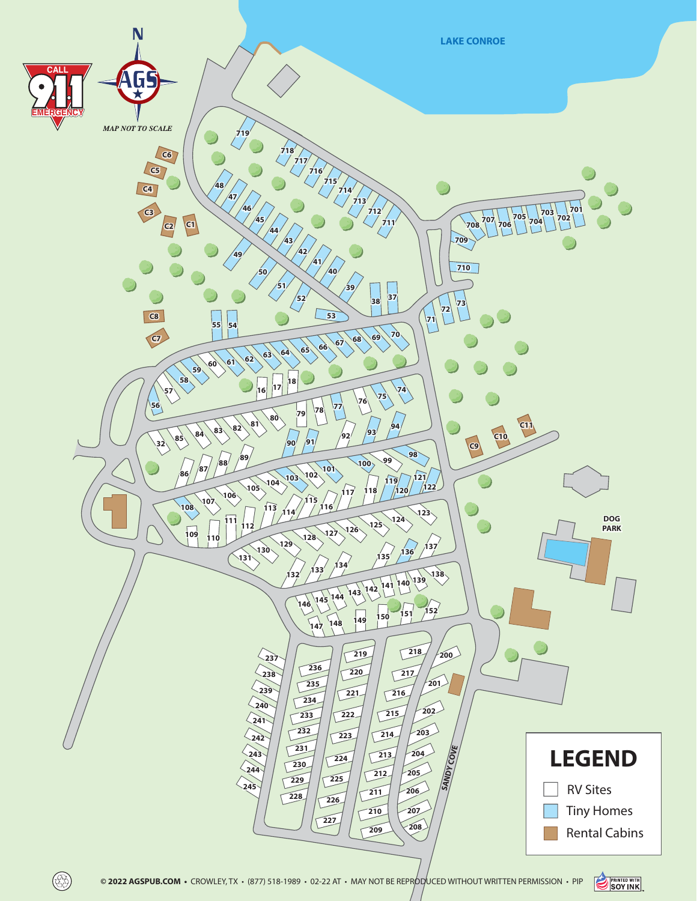LAKE CONROE

CALL 911 EMERGENCY

N

AGS

MAP NOT TO SCALE

719 718 717 716 715 714 713 712 711

48 47 46 45 44 43 42 41 40 39 38 37

49 50 51 52 53

C6 C5 C4 C3 C2 C1 C8 C7

708 707 706 705 704 703 702 701

709 710

71 72 73

55 54

70 69 68 67 66 65 64 63 62 61 60 59 58 57 56

16 17 18

74 75 76 77 78 79 80 81 82 83 84 85 32

94 93 92 91 90

89 88 87 86

98 99 100 101 102 103 104 105 106 107 108

119 120 121 122 118 117 116 115 114 113 112 111 110 109

123 124 125 126 127 128 129 130 131

137 136 135 134 133 132

138 139 140 141 142 143 144 145 146

152 151 150 149 148 147

C9 C10 C11

DOG PARK

237 238 239 240 241 242 243 244 245

236 235 234 233 232 231 230 229 228

219 220 221 222 223 224 225 226 227

218 217 216 215 214 213 212 211 210 209

200 201 202 203 204 205 206 207 208

SANDY COVE

## LEGEND

- RV Sites
- Tiny Homes
- Rental Cabins

© 2022 AGSPUB.COM • CROWLEY, TX • (877) 518-1989 • 02-22 AT • MAY NOT BE REPRODUCED WITHOUT WRITTEN PERMISSION • PIP

PRINTED WITH SOY INK